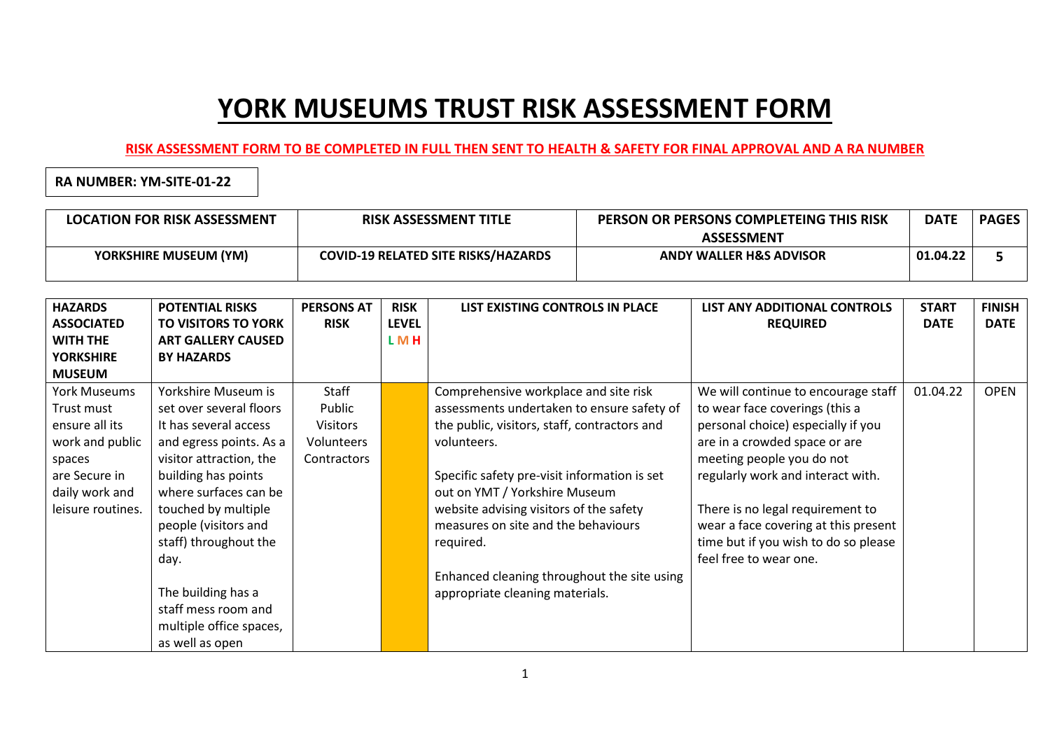# YORK MUSEUMS TRUST RISK ASSESSMENT FORM

**RISK ASSESSMENT FORM TO BE COMPLETED IN FULL THEN SENT TO HEALTH & SAFETY FOR FINAL APPROVAL AND A RA NUMBER**

**RA NUMBER: YM-SITE-01-22**

| LOCATION FOR RISK ASSESSMENT | RISK ASSESSMENT TITLE | PERSON OR PERSONS COMPLETEING THIS RISK ASSESSMENT | DATE | PAGES |
|---|---|---|---|---|
| YORKSHIRE MUSEUM (YM) | COVID-19 RELATED SITE RISKS/HAZARDS | ANDY WALLER H&S ADVISOR | 01.04.22 | 5 |

| HAZARDS ASSOCIATED WITH THE YORKSHIRE MUSEUM | POTENTIAL RISKS TO VISITORS TO YORK ART GALLERY CAUSED BY HAZARDS | PERSONS AT RISK | RISK LEVEL L M H | LIST EXISTING CONTROLS IN PLACE | LIST ANY ADDITIONAL CONTROLS REQUIRED | START DATE | FINISH DATE |
|---|---|---|---|---|---|---|---|
| York Museums Trust must ensure all its work and public spaces are Secure in daily work and leisure routines. | Yorkshire Museum is set over several floors It has several access and egress points. As a visitor attraction, the building has points where surfaces can be touched by multiple people (visitors and staff) throughout the day.<br><br>The building has a staff mess room and multiple office spaces, as well as open | Staff<br>Public<br>Visitors<br>Volunteers<br>Contractors | | Comprehensive workplace and site risk assessments undertaken to ensure safety of the public, visitors, staff, contractors and volunteers.<br><br>Specific safety pre-visit information is set out on YMT / Yorkshire Museum website advising visitors of the safety measures on site and the behaviours required.<br><br>Enhanced cleaning throughout the site using appropriate cleaning materials. | We will continue to encourage staff to wear face coverings (this a personal choice) especially if you are in a crowded space or are meeting people you do not regularly work and interact with.<br><br>There is no legal requirement to wear a face covering at this present time but if you wish to do so please feel free to wear one. | 01.04.22 | OPEN |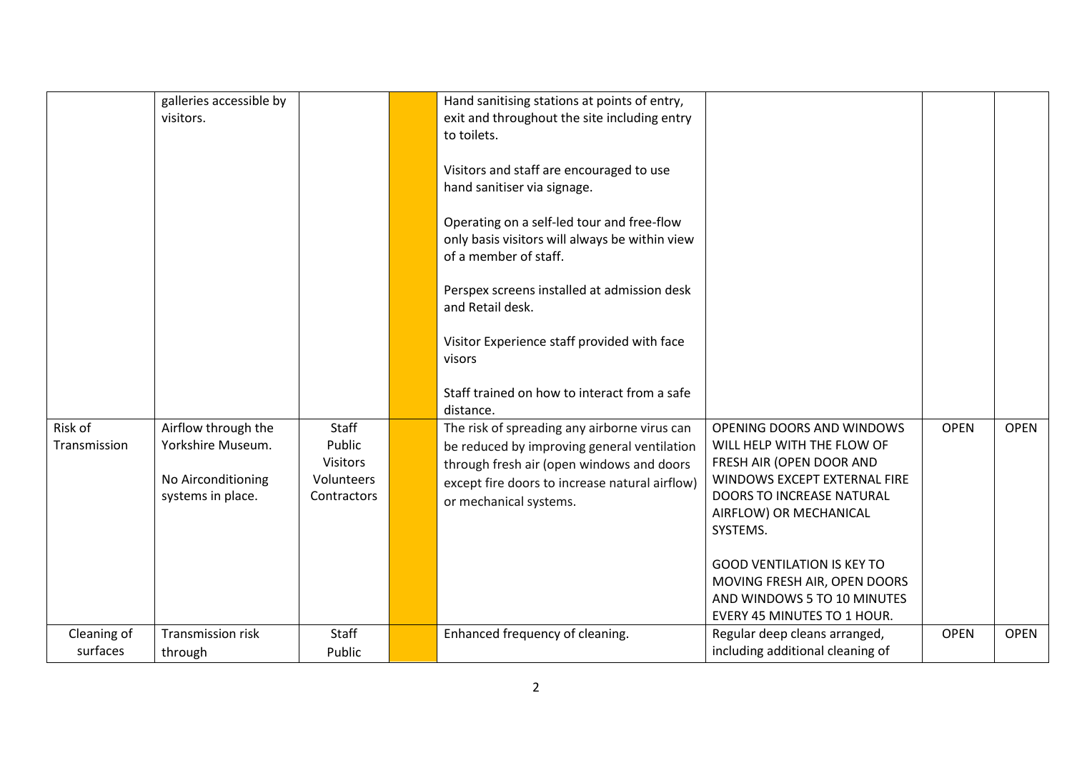| | | | | | | | |
|---|---|---|---|---|---|---|---|
| | galleries accessible by visitors. | | | Hand sanitising stations at points of entry, exit and throughout the site including entry to toilets.<br><br>Visitors and staff are encouraged to use hand sanitiser via signage.<br><br>Operating on a self-led tour and free-flow only basis visitors will always be within view of a member of staff.<br><br>Perspex screens installed at admission desk and Retail desk.<br><br>Visitor Experience staff provided with face visors<br><br>Staff trained on how to interact from a safe distance. | | | |
| Risk of Transmission | Airflow through the Yorkshire Museum.<br><br>No Airconditioning systems in place. | Staff<br>Public<br>Visitors<br>Volunteers<br>Contractors | | The risk of spreading any airborne virus can be reduced by improving general ventilation through fresh air (open windows and doors except fire doors to increase natural airflow) or mechanical systems. | OPENING DOORS AND WINDOWS WILL HELP WITH THE FLOW OF FRESH AIR (OPEN DOOR AND WINDOWS EXCEPT EXTERNAL FIRE DOORS TO INCREASE NATURAL AIRFLOW) OR MECHANICAL SYSTEMS.<br><br>GOOD VENTILATION IS KEY TO MOVING FRESH AIR, OPEN DOORS AND WINDOWS 5 TO 10 MINUTES EVERY 45 MINUTES TO 1 HOUR. | OPEN | OPEN |
| Cleaning of surfaces | Transmission risk through | Staff<br>Public | | Enhanced frequency of cleaning. | Regular deep cleans arranged, including additional cleaning of | OPEN | OPEN |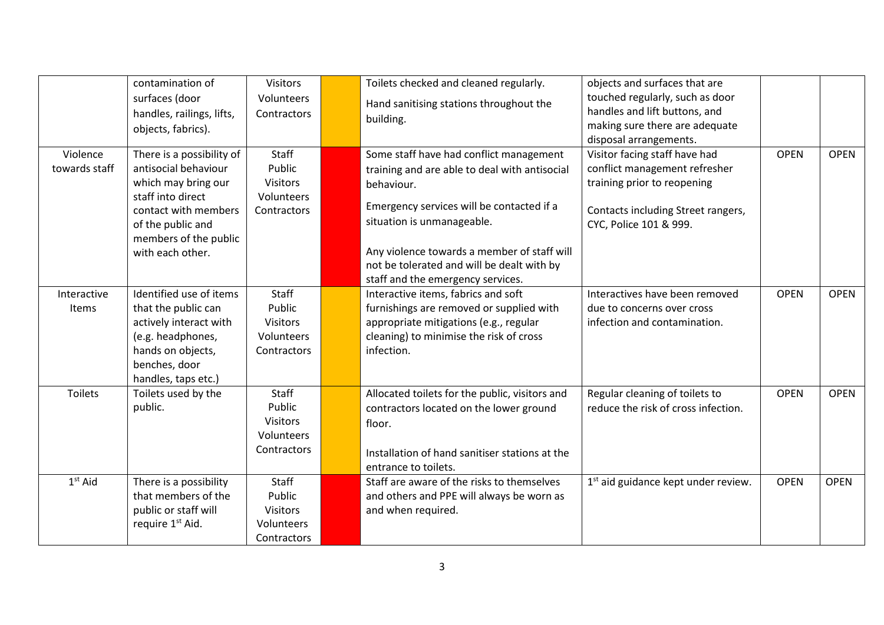| | | | | | | | |
|---|---|---|---|---|---|---|---|
| | contamination of surfaces (door handles, railings, lifts, objects, fabrics). | Visitors<br>Volunteers<br>Contractors | | Toilets checked and cleaned regularly.<br><br>Hand sanitising stations throughout the building. | objects and surfaces that are touched regularly, such as door handles and lift buttons, and making sure there are adequate disposal arrangements. | | |
| Violence towards staff | There is a possibility of antisocial behaviour which may bring our staff into direct contact with members of the public and members of the public with each other. | Staff<br>Public<br>Visitors<br>Volunteers<br>Contractors | | Some staff have had conflict management training and are able to deal with antisocial behaviour.<br><br>Emergency services will be contacted if a situation is unmanageable.<br><br>Any violence towards a member of staff will not be tolerated and will be dealt with by staff and the emergency services. | Visitor facing staff have had conflict management refresher training prior to reopening<br><br>Contacts including Street rangers, CYC, Police 101 & 999. | OPEN | OPEN |
| Interactive Items | Identified use of items that the public can actively interact with (e.g. headphones, hands on objects, benches, door handles, taps etc.) | Staff<br>Public<br>Visitors<br>Volunteers<br>Contractors | | Interactive items, fabrics and soft furnishings are removed or supplied with appropriate mitigations (e.g., regular cleaning) to minimise the risk of cross infection. | Interactives have been removed due to concerns over cross infection and contamination. | OPEN | OPEN |
| Toilets | Toilets used by the public. | Staff<br>Public<br>Visitors<br>Volunteers<br>Contractors | | Allocated toilets for the public, visitors and contractors located on the lower ground floor.<br><br>Installation of hand sanitiser stations at the entrance to toilets. | Regular cleaning of toilets to reduce the risk of cross infection. | OPEN | OPEN |
| 1st Aid | There is a possibility that members of the public or staff will require 1st Aid. | Staff<br>Public<br>Visitors<br>Volunteers<br>Contractors | | Staff are aware of the risks to themselves and others and PPE will always be worn as and when required. | 1st aid guidance kept under review. | OPEN | OPEN |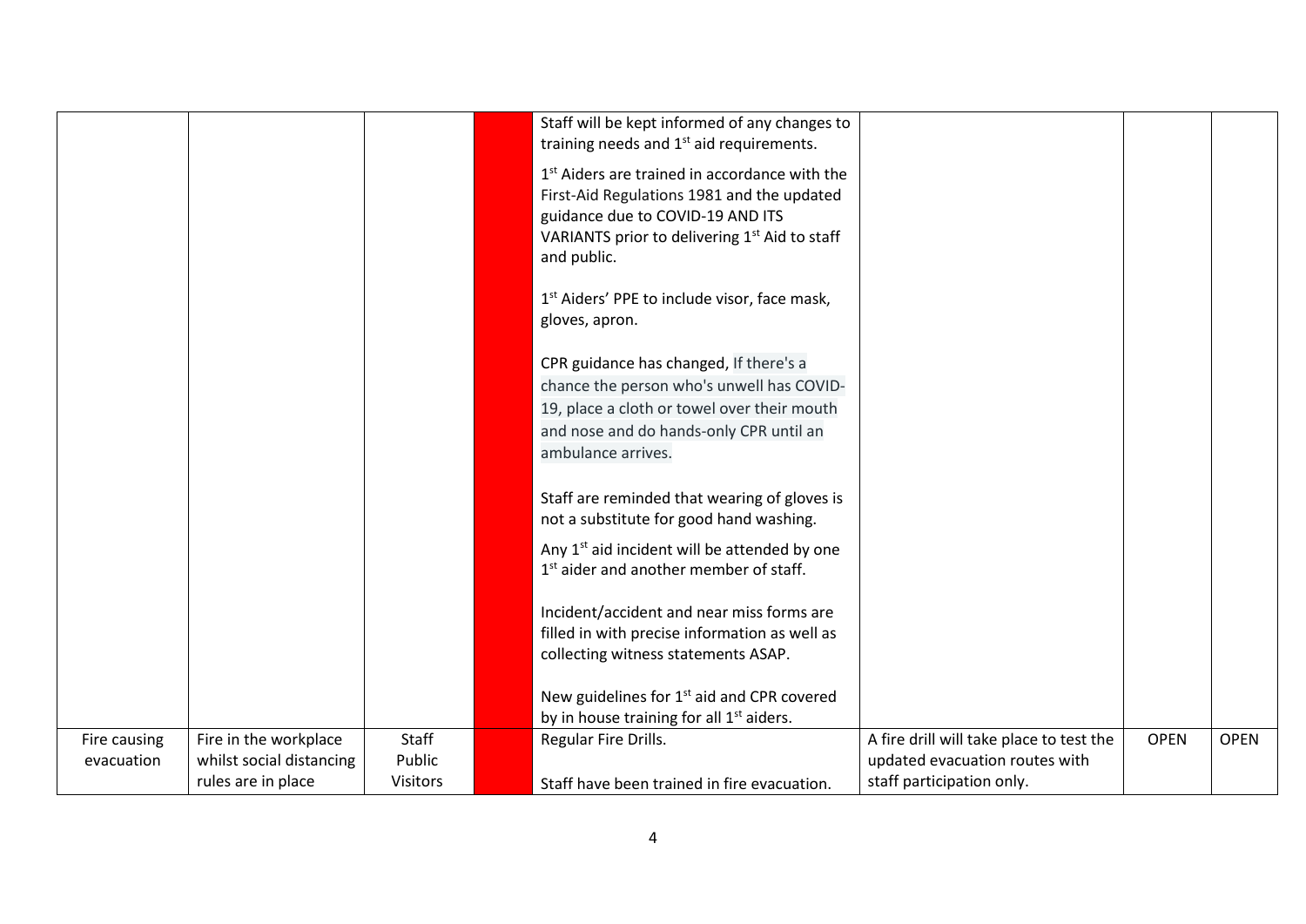| | | | | | | | |
|---|---|---|---|---|---|---|---|
| | | | | Staff will be kept informed of any changes to training needs and 1st aid requirements.<br><br>1st Aiders are trained in accordance with the First-Aid Regulations 1981 and the updated guidance due to COVID-19 AND ITS VARIANTS prior to delivering 1st Aid to staff and public.<br><br>1st Aiders' PPE to include visor, face mask, gloves, apron.<br><br>CPR guidance has changed, If there's a chance the person who's unwell has COVID-19, place a cloth or towel over their mouth and nose and do hands-only CPR until an ambulance arrives.<br><br>Staff are reminded that wearing of gloves is not a substitute for good hand washing.<br><br>Any 1st aid incident will be attended by one 1st aider and another member of staff.<br><br>Incident/accident and near miss forms are filled in with precise information as well as collecting witness statements ASAP.<br><br>New guidelines for 1st aid and CPR covered by in house training for all 1st aiders. | | | |
| Fire causing evacuation | Fire in the workplace whilst social distancing rules are in place | Staff<br>Public<br>Visitors | | Regular Fire Drills.<br><br>Staff have been trained in fire evacuation. | A fire drill will take place to test the updated evacuation routes with staff participation only. | OPEN | OPEN |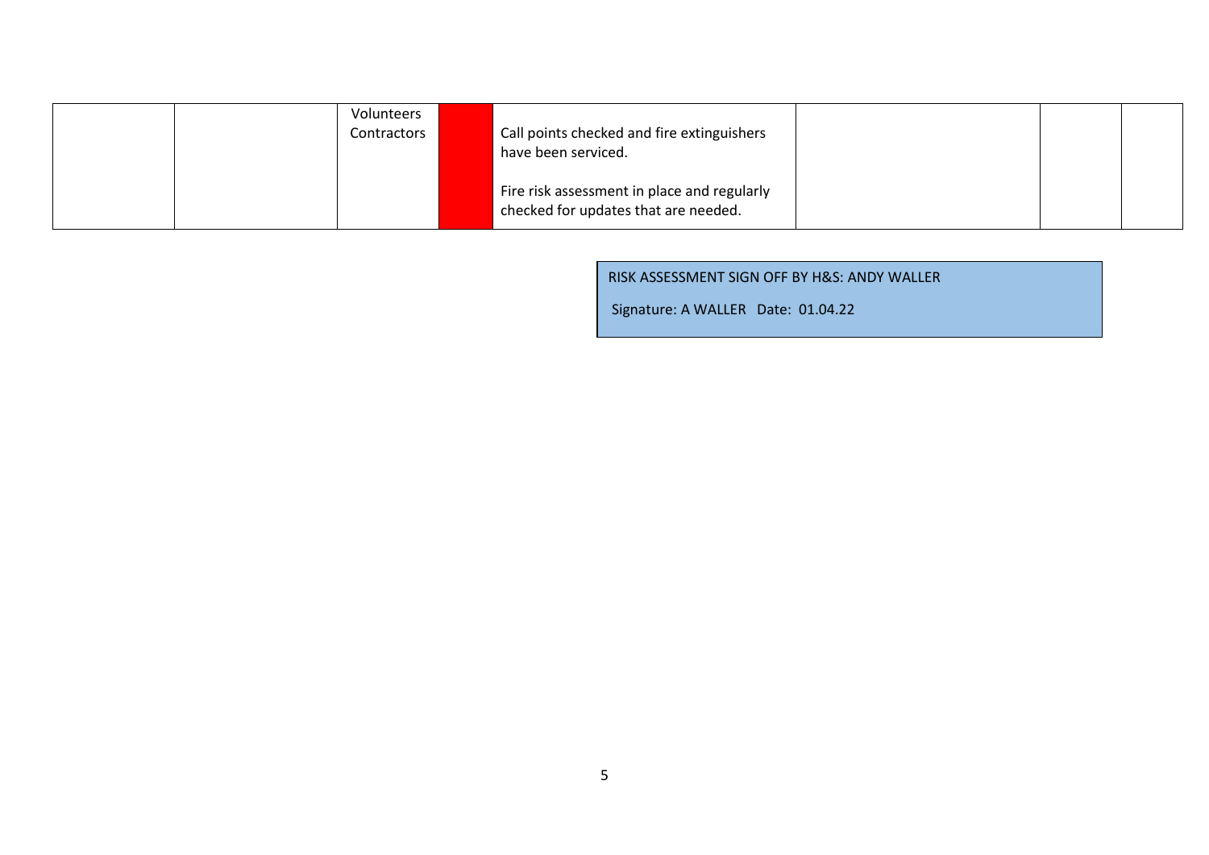| | | | | | | | |
|---|---|---|---|---|---|---|---|
| | | Volunteers<br>Contractors | | Call points checked and fire extinguishers have been serviced.<br><br>Fire risk assessment in place and regularly checked for updates that are needed. | | | |

RISK ASSESSMENT SIGN OFF BY H&S: ANDY WALLER

Signature: A WALLER Date: 01.04.22